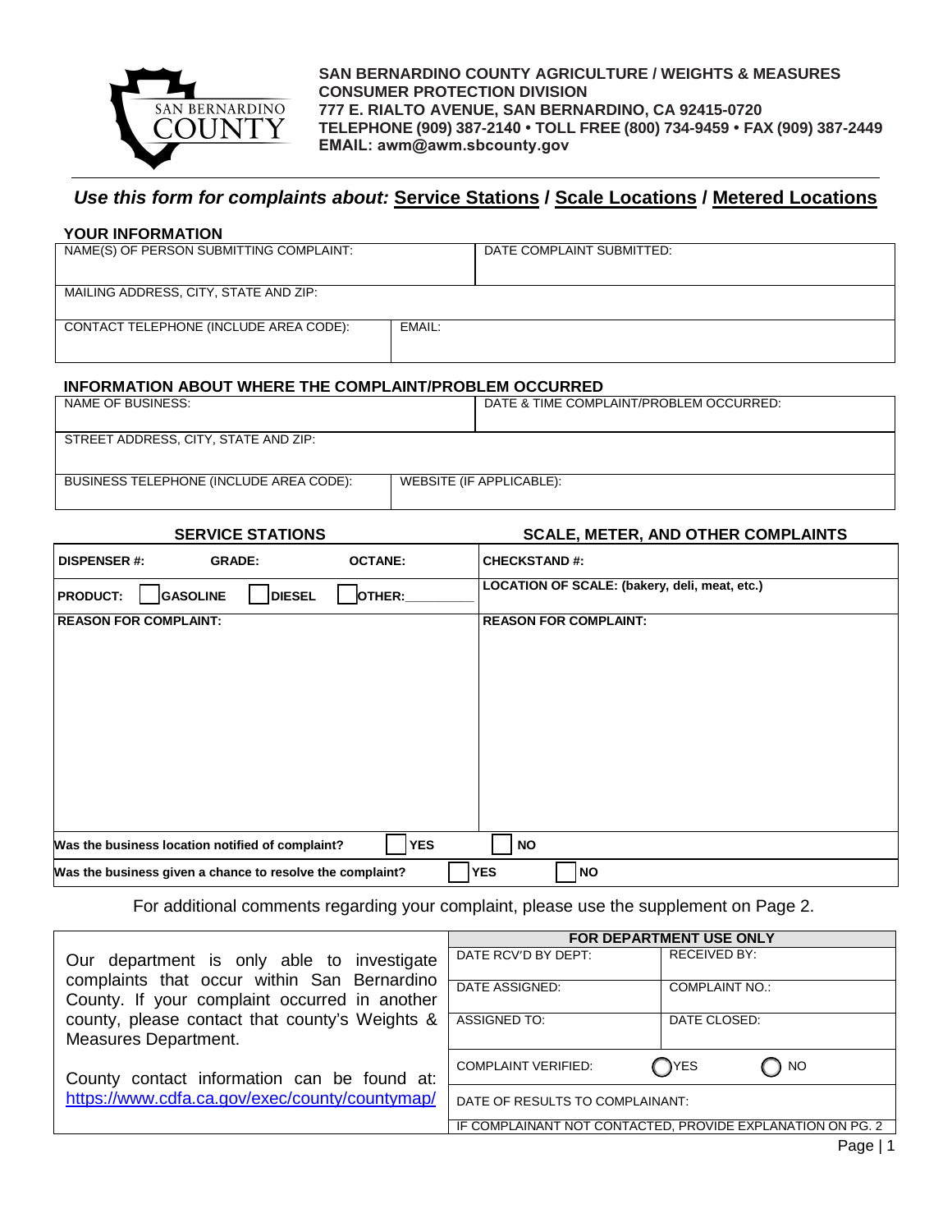**SAN BERNARDINO COUNTY AGRICULTURE / WEIGHTS & MEASURES**
**CONSUMER PROTECTION DIVISION**
**777 E. RIALTO AVENUE, SAN BERNARDINO, CA 92415-0720**
**TELEPHONE (909) 387-2140 • TOLL FREE (800) 734-9459 • FAX (909) 387-2449**
**EMAIL: awm@awm.sbcounty.gov**

---

## *Use this form for complaints about:* Service Stations / Scale Locations / Metered Locations

### YOUR INFORMATION

| NAME(S) OF PERSON SUBMITTING COMPLAINT: | DATE COMPLAINT SUBMITTED: |
|---|---|
| MAILING ADDRESS, CITY, STATE AND ZIP: | |
| CONTACT TELEPHONE (INCLUDE AREA CODE): | EMAIL: |

### INFORMATION ABOUT WHERE THE COMPLAINT/PROBLEM OCCURRED

| NAME OF BUSINESS: | DATE & TIME COMPLAINT/PROBLEM OCCURRED: |
|---|---|
| STREET ADDRESS, CITY, STATE AND ZIP: | |
| BUSINESS TELEPHONE (INCLUDE AREA CODE): | WEBSITE (IF APPLICABLE): |

| SERVICE STATIONS | SCALE, METER, AND OTHER COMPLAINTS |
|---|---|
| **DISPENSER #:** **GRADE:** **OCTANE:** | **CHECKSTAND #:** |
| **PRODUCT:** ☐ **GASOLINE** ☐ **DIESEL** ☐ **OTHER:**________ | **LOCATION OF SCALE: (bakery, deli, meat, etc.)** |
| **REASON FOR COMPLAINT:** | **REASON FOR COMPLAINT:** |

**Was the business location notified of complaint?** ☐ **YES** ☐ **NO**

**Was the business given a chance to resolve the complaint?** ☐ **YES** ☐ **NO**

For additional comments regarding your complaint, please use the supplement on Page 2.

Our department is only able to investigate complaints that occur within San Bernardino County. If your complaint occurred in another county, please contact that county's Weights & Measures Department.

County contact information can be found at: https://www.cdfa.ca.gov/exec/county/countymap/

| FOR DEPARTMENT USE ONLY | |
|---|---|
| DATE RCV'D BY DEPT: | RECEIVED BY: |
| DATE ASSIGNED: | COMPLAINT NO.: |
| ASSIGNED TO: | DATE CLOSED: |
| COMPLAINT VERIFIED: ◯ YES ◯ NO | |
| DATE OF RESULTS TO COMPLAINANT: | |
| IF COMPLAINANT NOT CONTACTED, PROVIDE EXPLANATION ON PG. 2 | |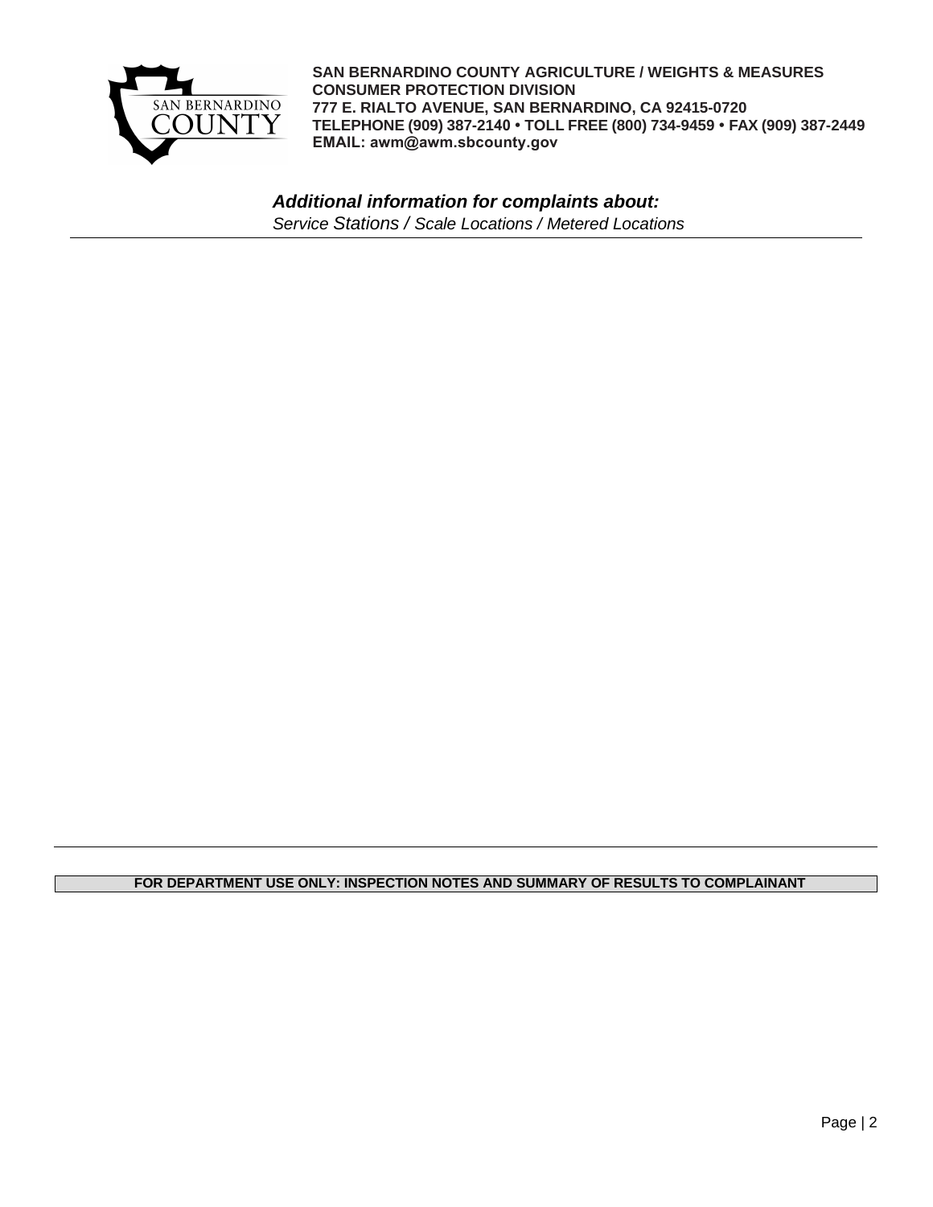**SAN BERNARDINO COUNTY AGRICULTURE / WEIGHTS & MEASURES**
**CONSUMER PROTECTION DIVISION**
**777 E. RIALTO AVENUE, SAN BERNARDINO, CA 92415-0720**
**TELEPHONE (909) 387-2140 • TOLL FREE (800) 734-9459 • FAX (909) 387-2449**
**EMAIL: awm@awm.sbcounty.gov**

***Additional information for complaints about:***

*Service Stations / Scale Locations / Metered Locations*

---

**FOR DEPARTMENT USE ONLY: INSPECTION NOTES AND SUMMARY OF RESULTS TO COMPLAINANT**